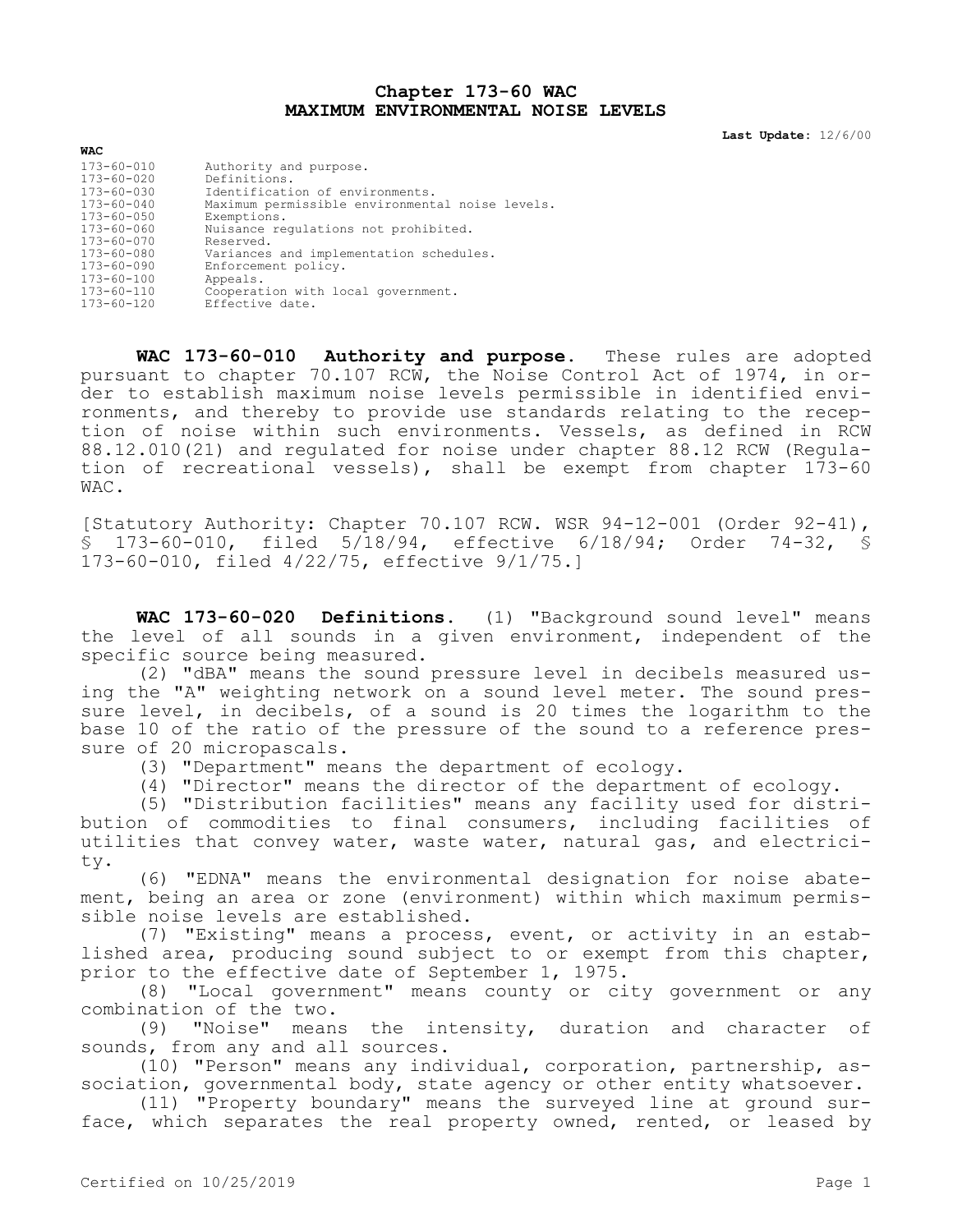# Chapter 173-60 WAC
# MAXIMUM ENVIRONMENTAL NOISE LEVELS

**Last Update:** 12/6/00

| WAC | |
|---|---|
| 173-60-010 | Authority and purpose. |
| 173-60-020 | Definitions. |
| 173-60-030 | Identification of environments. |
| 173-60-040 | Maximum permissible environmental noise levels. |
| 173-60-050 | Exemptions. |
| 173-60-060 | Nuisance regulations not prohibited. |
| 173-60-070 | Reserved. |
| 173-60-080 | Variances and implementation schedules. |
| 173-60-090 | Enforcement policy. |
| 173-60-100 | Appeals. |
| 173-60-110 | Cooperation with local government. |
| 173-60-120 | Effective date. |

**WAC 173-60-010 Authority and purpose.** These rules are adopted pursuant to chapter 70.107 RCW, the Noise Control Act of 1974, in order to establish maximum noise levels permissible in identified environments, and thereby to provide use standards relating to the reception of noise within such environments. Vessels, as defined in RCW 88.12.010(21) and regulated for noise under chapter 88.12 RCW (Regulation of recreational vessels), shall be exempt from chapter 173-60 WAC.

[Statutory Authority: Chapter 70.107 RCW. WSR 94-12-001 (Order 92-41), § 173-60-010, filed 5/18/94, effective 6/18/94; Order 74-32, § 173-60-010, filed 4/22/75, effective 9/1/75.]

**WAC 173-60-020 Definitions.** (1) "Background sound level" means the level of all sounds in a given environment, independent of the specific source being measured.

(2) "dBA" means the sound pressure level in decibels measured using the "A" weighting network on a sound level meter. The sound pressure level, in decibels, of a sound is 20 times the logarithm to the base 10 of the ratio of the pressure of the sound to a reference pressure of 20 micropascals.

(3) "Department" means the department of ecology.

(4) "Director" means the director of the department of ecology.

(5) "Distribution facilities" means any facility used for distribution of commodities to final consumers, including facilities of utilities that convey water, waste water, natural gas, and electricity.

(6) "EDNA" means the environmental designation for noise abatement, being an area or zone (environment) within which maximum permissible noise levels are established.

(7) "Existing" means a process, event, or activity in an established area, producing sound subject to or exempt from this chapter, prior to the effective date of September 1, 1975.

(8) "Local government" means county or city government or any combination of the two.

(9) "Noise" means the intensity, duration and character of sounds, from any and all sources.

(10) "Person" means any individual, corporation, partnership, association, governmental body, state agency or other entity whatsoever.

(11) "Property boundary" means the surveyed line at ground surface, which separates the real property owned, rented, or leased by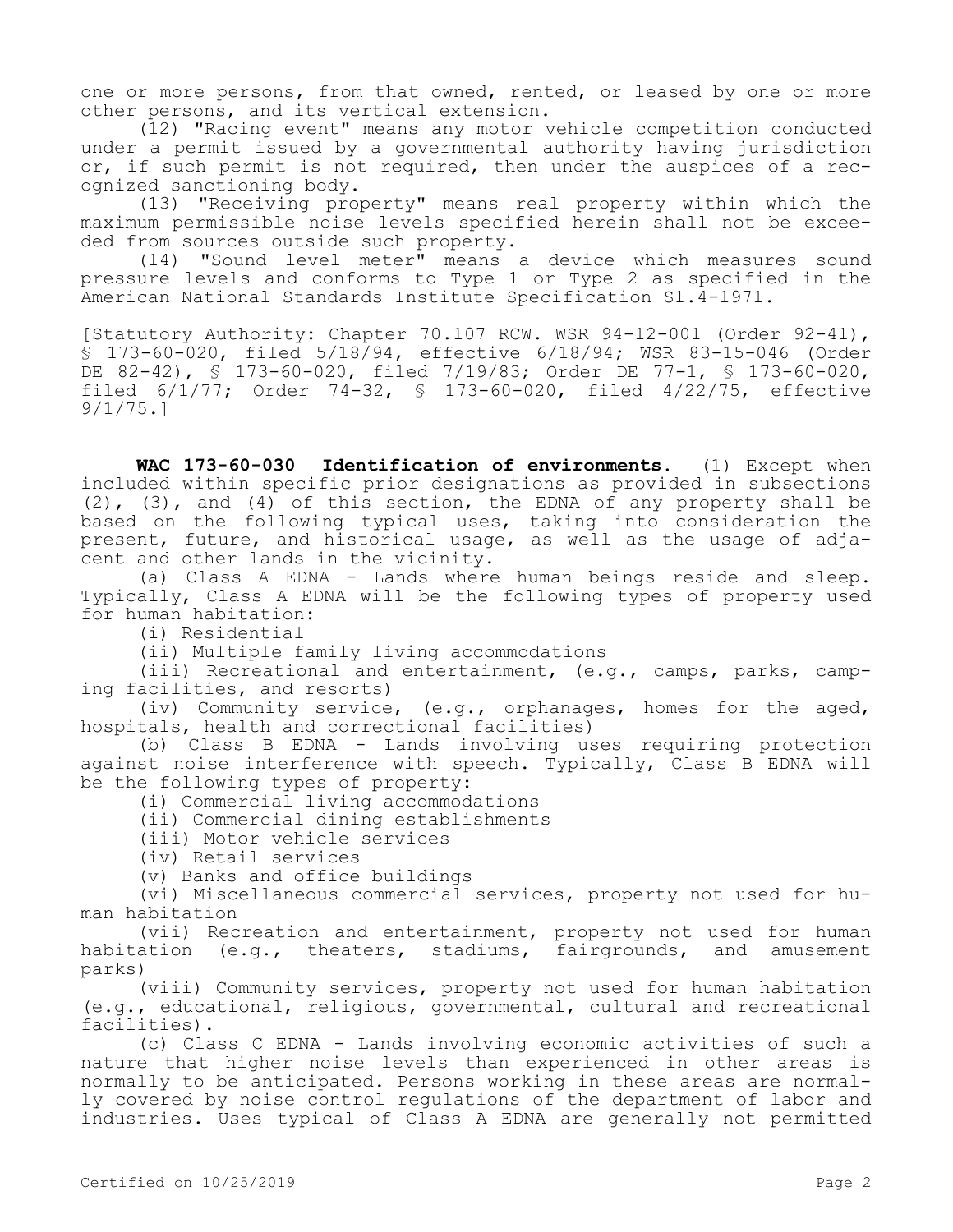one or more persons, from that owned, rented, or leased by one or more other persons, and its vertical extension.

(12) "Racing event" means any motor vehicle competition conducted under a permit issued by a governmental authority having jurisdiction or, if such permit is not required, then under the auspices of a recognized sanctioning body.

(13) "Receiving property" means real property within which the maximum permissible noise levels specified herein shall not be exceeded from sources outside such property.

(14) "Sound level meter" means a device which measures sound pressure levels and conforms to Type 1 or Type 2 as specified in the American National Standards Institute Specification S1.4-1971.

[Statutory Authority: Chapter 70.107 RCW. WSR 94-12-001 (Order 92-41), § 173-60-020, filed 5/18/94, effective 6/18/94; WSR 83-15-046 (Order DE 82-42), § 173-60-020, filed 7/19/83; Order DE 77-1, § 173-60-020, filed 6/1/77; Order 74-32, § 173-60-020, filed 4/22/75, effective 9/1/75.]

**WAC 173-60-030 Identification of environments.** (1) Except when included within specific prior designations as provided in subsections (2), (3), and (4) of this section, the EDNA of any property shall be based on the following typical uses, taking into consideration the present, future, and historical usage, as well as the usage of adjacent and other lands in the vicinity.

(a) Class A EDNA - Lands where human beings reside and sleep. Typically, Class A EDNA will be the following types of property used for human habitation:

(i) Residential

(ii) Multiple family living accommodations

(iii) Recreational and entertainment, (e.g., camps, parks, camping facilities, and resorts)

(iv) Community service, (e.g., orphanages, homes for the aged, hospitals, health and correctional facilities)

(b) Class B EDNA - Lands involving uses requiring protection against noise interference with speech. Typically, Class B EDNA will be the following types of property:

(i) Commercial living accommodations

(ii) Commercial dining establishments

(iii) Motor vehicle services

(iv) Retail services

(v) Banks and office buildings

(vi) Miscellaneous commercial services, property not used for human habitation

(vii) Recreation and entertainment, property not used for human habitation (e.g., theaters, stadiums, fairgrounds, and amusement parks)

(viii) Community services, property not used for human habitation (e.g., educational, religious, governmental, cultural and recreational facilities).

(c) Class C EDNA - Lands involving economic activities of such a nature that higher noise levels than experienced in other areas is normally to be anticipated. Persons working in these areas are normally covered by noise control regulations of the department of labor and industries. Uses typical of Class A EDNA are generally not permitted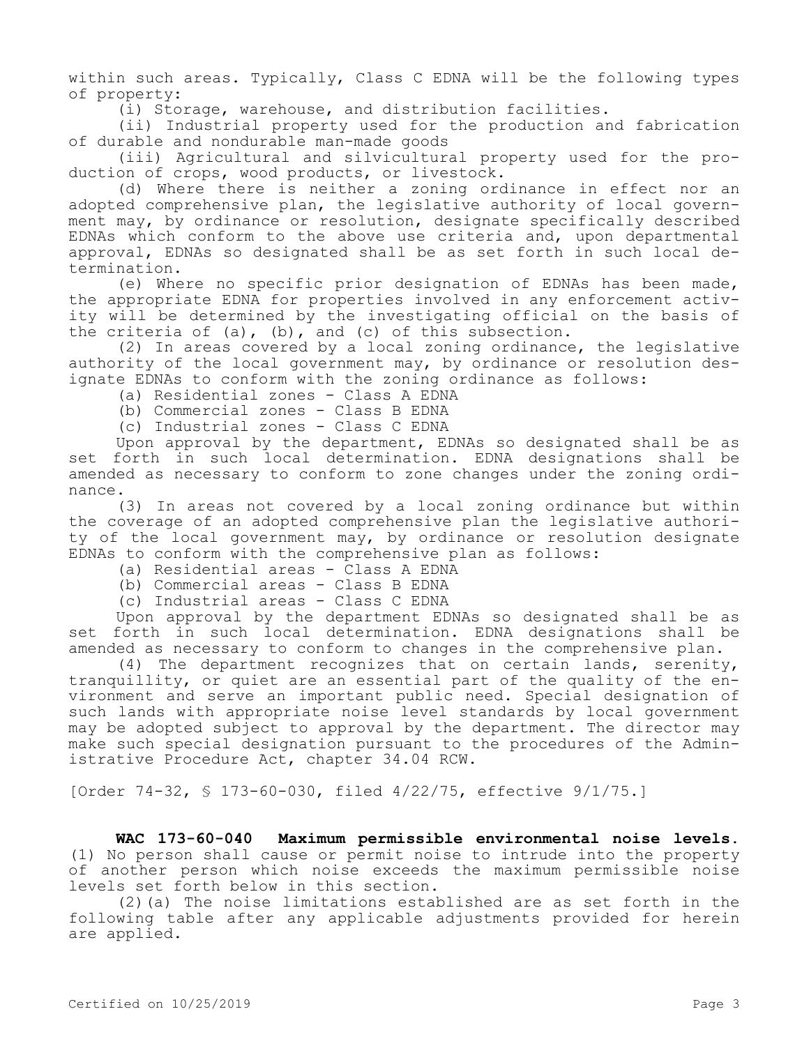within such areas. Typically, Class C EDNA will be the following types of property:

(i) Storage, warehouse, and distribution facilities.

(ii) Industrial property used for the production and fabrication of durable and nondurable man-made goods

(iii) Agricultural and silvicultural property used for the production of crops, wood products, or livestock.

(d) Where there is neither a zoning ordinance in effect nor an adopted comprehensive plan, the legislative authority of local government may, by ordinance or resolution, designate specifically described EDNAs which conform to the above use criteria and, upon departmental approval, EDNAs so designated shall be as set forth in such local determination.

(e) Where no specific prior designation of EDNAs has been made, the appropriate EDNA for properties involved in any enforcement activity will be determined by the investigating official on the basis of the criteria of (a), (b), and (c) of this subsection.

(2) In areas covered by a local zoning ordinance, the legislative authority of the local government may, by ordinance or resolution designate EDNAs to conform with the zoning ordinance as follows:

(a) Residential zones - Class A EDNA

(b) Commercial zones - Class B EDNA

(c) Industrial zones - Class C EDNA

Upon approval by the department, EDNAs so designated shall be as set forth in such local determination. EDNA designations shall be amended as necessary to conform to zone changes under the zoning ordinance.

(3) In areas not covered by a local zoning ordinance but within the coverage of an adopted comprehensive plan the legislative authority of the local government may, by ordinance or resolution designate EDNAs to conform with the comprehensive plan as follows:

(a) Residential areas - Class A EDNA

(b) Commercial areas - Class B EDNA

(c) Industrial areas - Class C EDNA

Upon approval by the department EDNAs so designated shall be as set forth in such local determination. EDNA designations shall be amended as necessary to conform to changes in the comprehensive plan.

(4) The department recognizes that on certain lands, serenity, tranquillity, or quiet are an essential part of the quality of the environment and serve an important public need. Special designation of such lands with appropriate noise level standards by local government may be adopted subject to approval by the department. The director may make such special designation pursuant to the procedures of the Administrative Procedure Act, chapter 34.04 RCW.

[Order 74-32, § 173-60-030, filed 4/22/75, effective 9/1/75.]

**WAC 173-60-040 Maximum permissible environmental noise levels.** (1) No person shall cause or permit noise to intrude into the property of another person which noise exceeds the maximum permissible noise levels set forth below in this section.

(2)(a) The noise limitations established are as set forth in the following table after any applicable adjustments provided for herein are applied.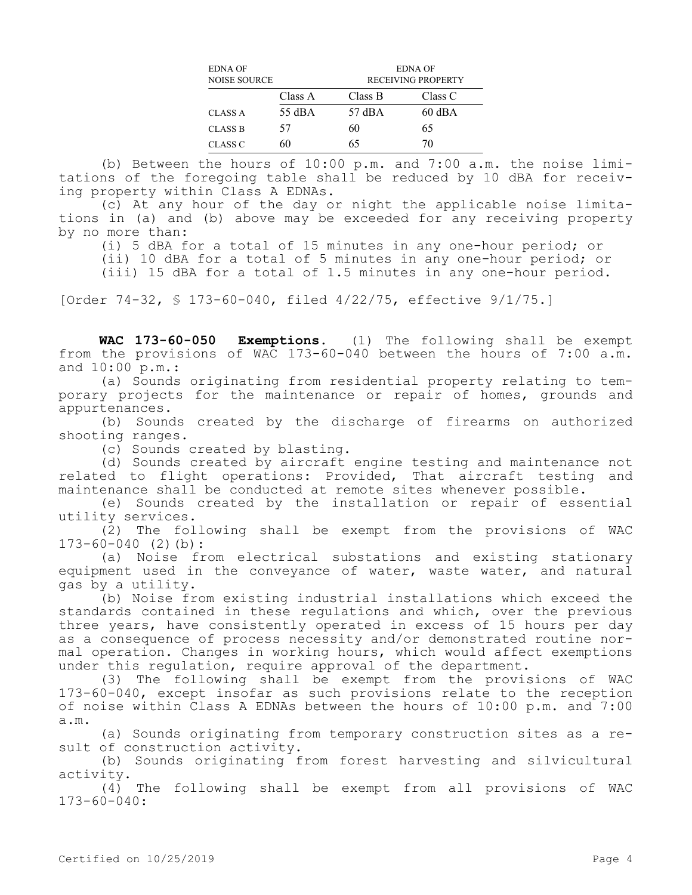| EDNA OF NOISE SOURCE | EDNA OF RECEIVING PROPERTY | | |
|---|---|---|---|
| | Class A | Class B | Class C |
| CLASS A | 55 dBA | 57 dBA | 60 dBA |
| CLASS B | 57 | 60 | 65 |
| CLASS C | 60 | 65 | 70 |

(b) Between the hours of 10:00 p.m. and 7:00 a.m. the noise limitations of the foregoing table shall be reduced by 10 dBA for receiving property within Class A EDNAs.

(c) At any hour of the day or night the applicable noise limitations in (a) and (b) above may be exceeded for any receiving property by no more than:

(i) 5 dBA for a total of 15 minutes in any one-hour period; or

(ii) 10 dBA for a total of 5 minutes in any one-hour period; or

(iii) 15 dBA for a total of 1.5 minutes in any one-hour period.

[Order 74-32, § 173-60-040, filed 4/22/75, effective 9/1/75.]

**WAC 173-60-050 Exemptions.** (1) The following shall be exempt from the provisions of WAC 173-60-040 between the hours of 7:00 a.m. and 10:00 p.m.:

(a) Sounds originating from residential property relating to temporary projects for the maintenance or repair of homes, grounds and appurtenances.

(b) Sounds created by the discharge of firearms on authorized shooting ranges.

(c) Sounds created by blasting.

(d) Sounds created by aircraft engine testing and maintenance not related to flight operations: Provided, That aircraft testing and maintenance shall be conducted at remote sites whenever possible.

(e) Sounds created by the installation or repair of essential utility services.

(2) The following shall be exempt from the provisions of WAC 173-60-040 (2)(b):

(a) Noise from electrical substations and existing stationary equipment used in the conveyance of water, waste water, and natural gas by a utility.

(b) Noise from existing industrial installations which exceed the standards contained in these regulations and which, over the previous three years, have consistently operated in excess of 15 hours per day as a consequence of process necessity and/or demonstrated routine normal operation. Changes in working hours, which would affect exemptions under this regulation, require approval of the department.

(3) The following shall be exempt from the provisions of WAC 173-60-040, except insofar as such provisions relate to the reception of noise within Class A EDNAs between the hours of 10:00 p.m. and 7:00 a.m.

(a) Sounds originating from temporary construction sites as a result of construction activity.

(b) Sounds originating from forest harvesting and silvicultural activity.

(4) The following shall be exempt from all provisions of WAC 173-60-040: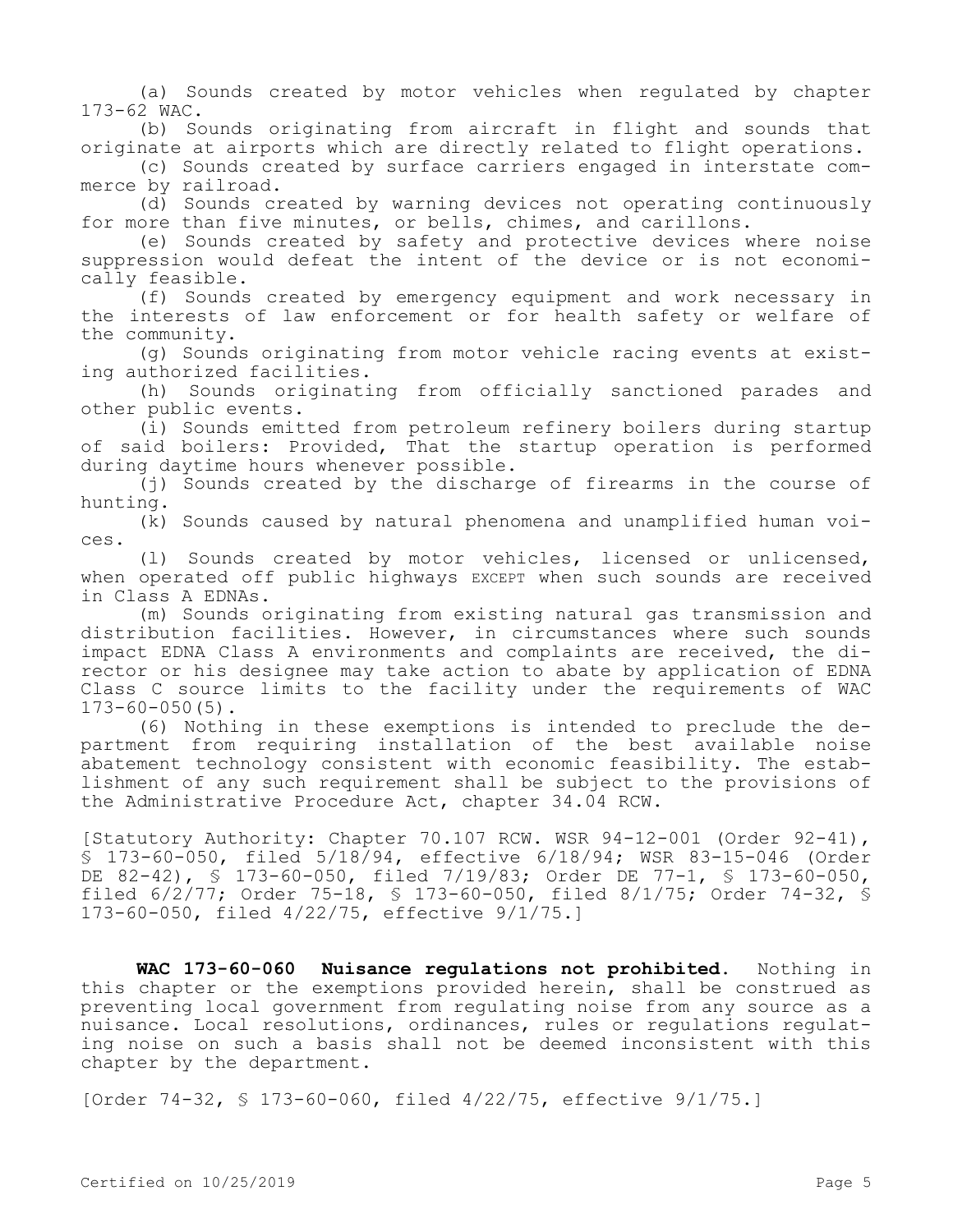(a) Sounds created by motor vehicles when regulated by chapter 173-62 WAC.

(b) Sounds originating from aircraft in flight and sounds that originate at airports which are directly related to flight operations.

(c) Sounds created by surface carriers engaged in interstate commerce by railroad.

(d) Sounds created by warning devices not operating continuously for more than five minutes, or bells, chimes, and carillons.

(e) Sounds created by safety and protective devices where noise suppression would defeat the intent of the device or is not economically feasible.

(f) Sounds created by emergency equipment and work necessary in the interests of law enforcement or for health safety or welfare of the community.

(g) Sounds originating from motor vehicle racing events at existing authorized facilities.

(h) Sounds originating from officially sanctioned parades and other public events.

(i) Sounds emitted from petroleum refinery boilers during startup of said boilers: Provided, That the startup operation is performed during daytime hours whenever possible.

(j) Sounds created by the discharge of firearms in the course of hunting.

(k) Sounds caused by natural phenomena and unamplified human voices.

(l) Sounds created by motor vehicles, licensed or unlicensed, when operated off public highways EXCEPT when such sounds are received in Class A EDNAs.

(m) Sounds originating from existing natural gas transmission and distribution facilities. However, in circumstances where such sounds impact EDNA Class A environments and complaints are received, the director or his designee may take action to abate by application of EDNA Class C source limits to the facility under the requirements of WAC 173-60-050(5).

(6) Nothing in these exemptions is intended to preclude the department from requiring installation of the best available noise abatement technology consistent with economic feasibility. The establishment of any such requirement shall be subject to the provisions of the Administrative Procedure Act, chapter 34.04 RCW.

[Statutory Authority: Chapter 70.107 RCW. WSR 94-12-001 (Order 92-41), § 173-60-050, filed 5/18/94, effective 6/18/94; WSR 83-15-046 (Order DE 82-42), § 173-60-050, filed 7/19/83; Order DE 77-1, § 173-60-050, filed 6/2/77; Order 75-18, § 173-60-050, filed 8/1/75; Order 74-32, § 173-60-050, filed 4/22/75, effective 9/1/75.]

**WAC 173-60-060 Nuisance regulations not prohibited.** Nothing in this chapter or the exemptions provided herein, shall be construed as preventing local government from regulating noise from any source as a nuisance. Local resolutions, ordinances, rules or regulations regulating noise on such a basis shall not be deemed inconsistent with this chapter by the department.

[Order 74-32, § 173-60-060, filed 4/22/75, effective 9/1/75.]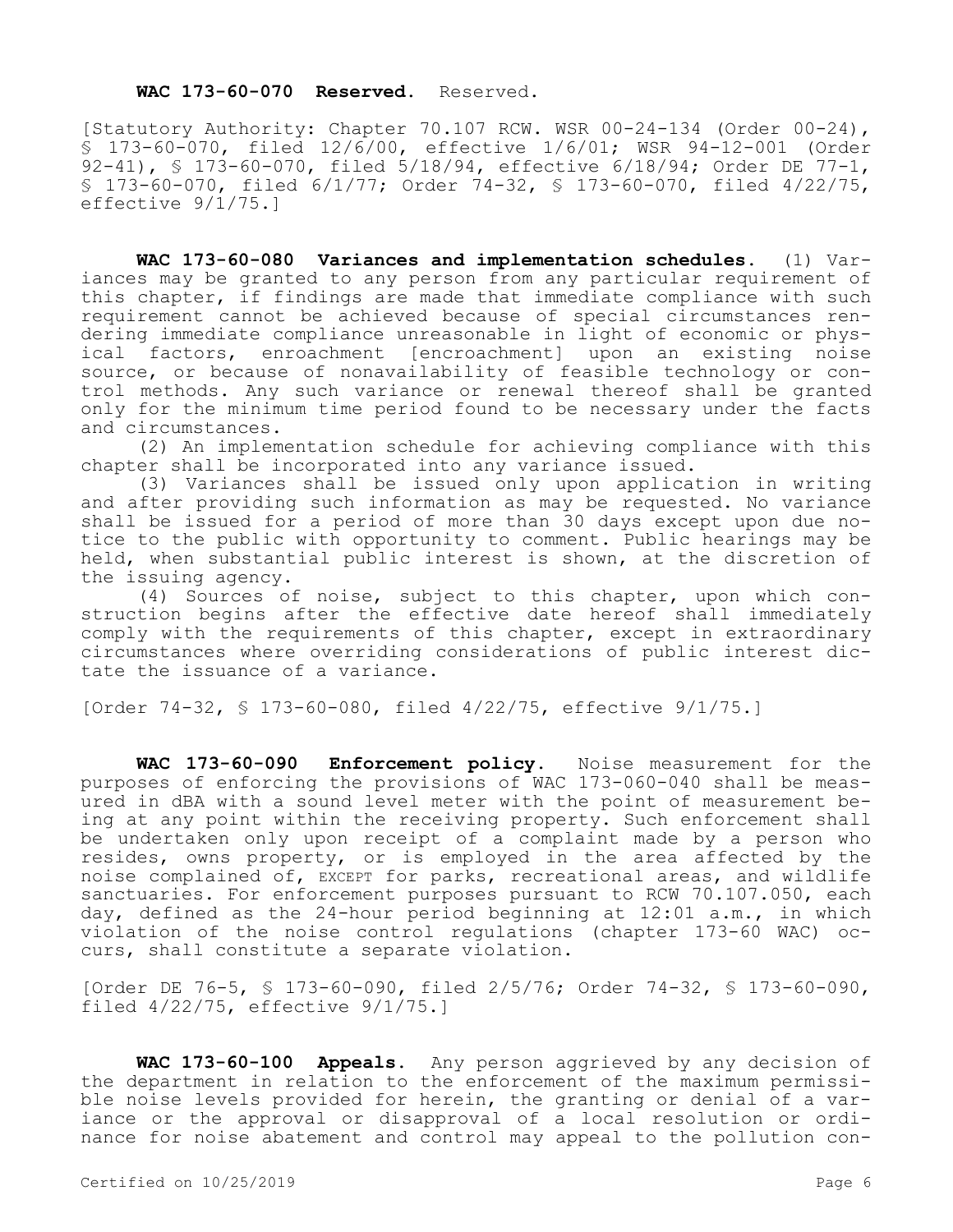**WAC 173-60-070 Reserved.** Reserved.

[Statutory Authority: Chapter 70.107 RCW. WSR 00-24-134 (Order 00-24), § 173-60-070, filed 12/6/00, effective 1/6/01; WSR 94-12-001 (Order 92-41), § 173-60-070, filed 5/18/94, effective 6/18/94; Order DE 77-1, § 173-60-070, filed 6/1/77; Order 74-32, § 173-60-070, filed 4/22/75, effective 9/1/75.]

**WAC 173-60-080 Variances and implementation schedules.** (1) Variances may be granted to any person from any particular requirement of this chapter, if findings are made that immediate compliance with such requirement cannot be achieved because of special circumstances rendering immediate compliance unreasonable in light of economic or physical factors, enroachment [encroachment] upon an existing noise source, or because of nonavailability of feasible technology or control methods. Any such variance or renewal thereof shall be granted only for the minimum time period found to be necessary under the facts and circumstances.

(2) An implementation schedule for achieving compliance with this chapter shall be incorporated into any variance issued.

(3) Variances shall be issued only upon application in writing and after providing such information as may be requested. No variance shall be issued for a period of more than 30 days except upon due notice to the public with opportunity to comment. Public hearings may be held, when substantial public interest is shown, at the discretion of the issuing agency.

(4) Sources of noise, subject to this chapter, upon which construction begins after the effective date hereof shall immediately comply with the requirements of this chapter, except in extraordinary circumstances where overriding considerations of public interest dictate the issuance of a variance.

[Order 74-32, § 173-60-080, filed 4/22/75, effective 9/1/75.]

**WAC 173-60-090 Enforcement policy.** Noise measurement for the purposes of enforcing the provisions of WAC 173-060-040 shall be measured in dBA with a sound level meter with the point of measurement being at any point within the receiving property. Such enforcement shall be undertaken only upon receipt of a complaint made by a person who resides, owns property, or is employed in the area affected by the noise complained of, EXCEPT for parks, recreational areas, and wildlife sanctuaries. For enforcement purposes pursuant to RCW 70.107.050, each day, defined as the 24-hour period beginning at 12:01 a.m., in which violation of the noise control regulations (chapter 173-60 WAC) occurs, shall constitute a separate violation.

[Order DE 76-5, § 173-60-090, filed 2/5/76; Order 74-32, § 173-60-090, filed 4/22/75, effective 9/1/75.]

**WAC 173-60-100 Appeals.** Any person aggrieved by any decision of the department in relation to the enforcement of the maximum permissible noise levels provided for herein, the granting or denial of a variance or the approval or disapproval of a local resolution or ordinance for noise abatement and control may appeal to the pollution con-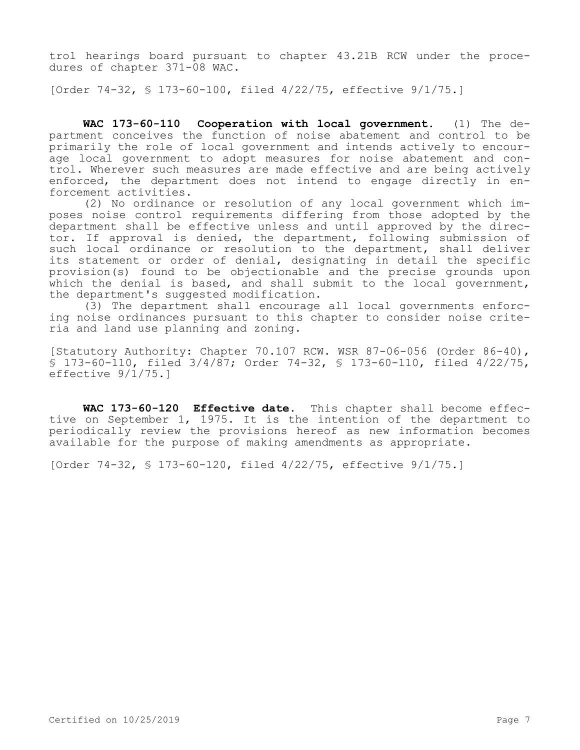trol hearings board pursuant to chapter 43.21B RCW under the procedures of chapter 371-08 WAC.

[Order 74-32, § 173-60-100, filed 4/22/75, effective 9/1/75.]

**WAC 173-60-110 Cooperation with local government.** (1) The department conceives the function of noise abatement and control to be primarily the role of local government and intends actively to encourage local government to adopt measures for noise abatement and control. Wherever such measures are made effective and are being actively enforced, the department does not intend to engage directly in enforcement activities.

(2) No ordinance or resolution of any local government which imposes noise control requirements differing from those adopted by the department shall be effective unless and until approved by the director. If approval is denied, the department, following submission of such local ordinance or resolution to the department, shall deliver its statement or order of denial, designating in detail the specific provision(s) found to be objectionable and the precise grounds upon which the denial is based, and shall submit to the local government, the department's suggested modification.

(3) The department shall encourage all local governments enforcing noise ordinances pursuant to this chapter to consider noise criteria and land use planning and zoning.

[Statutory Authority: Chapter 70.107 RCW. WSR 87-06-056 (Order 86-40), § 173-60-110, filed 3/4/87; Order 74-32, § 173-60-110, filed 4/22/75, effective 9/1/75.]

**WAC 173-60-120 Effective date.** This chapter shall become effective on September 1, 1975. It is the intention of the department to periodically review the provisions hereof as new information becomes available for the purpose of making amendments as appropriate.

[Order 74-32, § 173-60-120, filed 4/22/75, effective 9/1/75.]